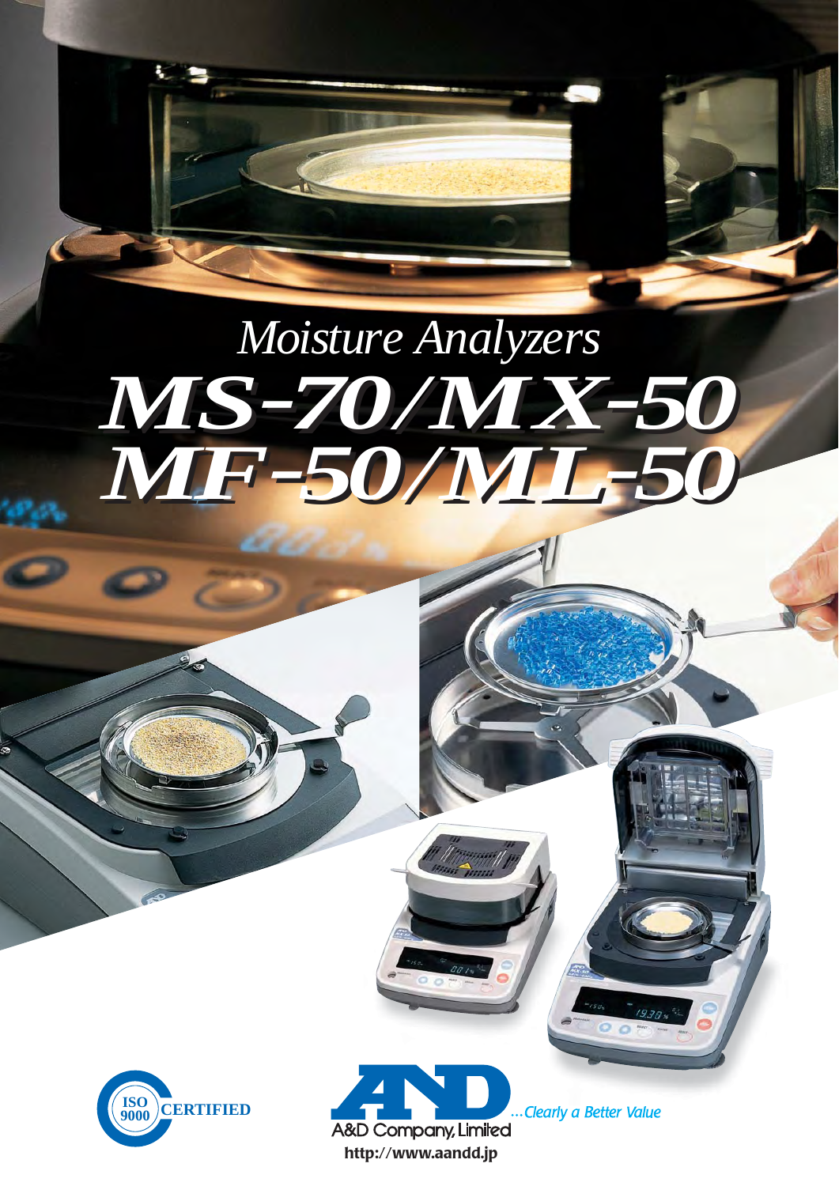# Moisture Analyzers

# MS-70/MX-50 MF-50/ML-50

ISO 9000 CERTIFIED

A&D Company, Limited

...Clearly a Better Value

http://www.aandd.jp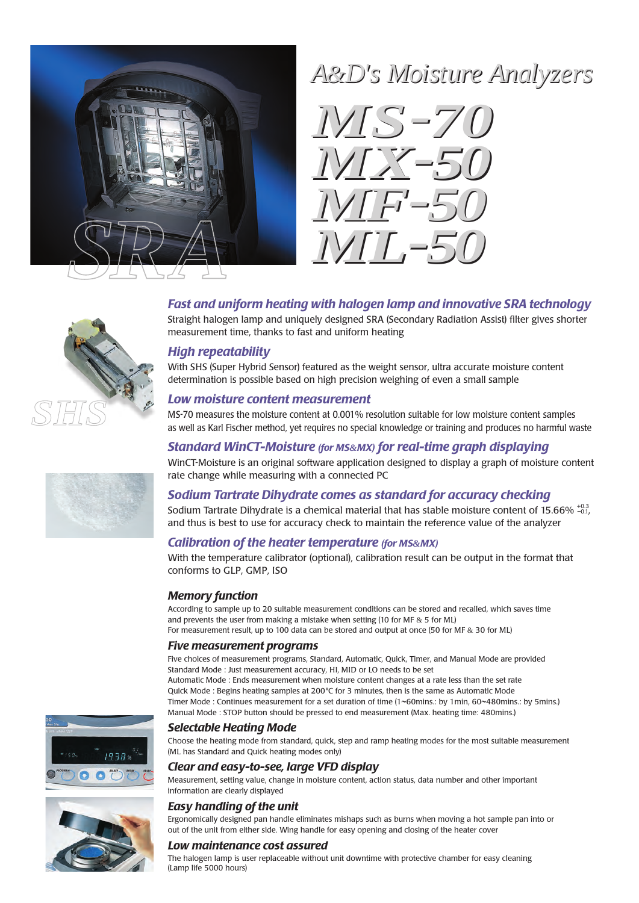# A&D's Moisture Analyzers

# MS-70
# MX-50
# MF-50
# ML-50

SRA

SHS

### *Fast and uniform heating with halogen lamp and innovative SRA technology*

Straight halogen lamp and uniquely designed SRA (Secondary Radiation Assist) filter gives shorter measurement time, thanks to fast and uniform heating

### *High repeatability*

With SHS (Super Hybrid Sensor) featured as the weight sensor, ultra accurate moisture content determination is possible based on high precision weighing of even a small sample

### *Low moisture content measurement*

MS-70 measures the moisture content at 0.001% resolution suitable for low moisture content samples as well as Karl Fischer method, yet requires no special knowledge or training and produces no harmful waste

### *Standard WinCT-Moisture (for MS&MX) for real-time graph displaying*

WinCT-Moisture is an original software application designed to display a graph of moisture content rate change while measuring with a connected PC

### *Sodium Tartrate Dihydrate comes as standard for accuracy checking*

Sodium Tartrate Dihydrate is a chemical material that has stable moisture content of 15.66% $^{+0.3}_{-0.1}$, and thus is best to use for accuracy check to maintain the reference value of the analyzer

### *Calibration of the heater temperature (for MS&MX)*

With the temperature calibrator (optional), calibration result can be output in the format that conforms to GLP, GMP, ISO

### *Memory function*

According to sample up to 20 suitable measurement conditions can be stored and recalled, which saves time and prevents the user from making a mistake when setting (10 for MF & 5 for ML)
For measurement result, up to 100 data can be stored and output at once (50 for MF & 30 for ML)

### *Five measurement programs*

Five choices of measurement programs, Standard, Automatic, Quick, Timer, and Manual Mode are provided
Standard Mode : Just measurement accuracy, HI, MID or LO needs to be set
Automatic Mode : Ends measurement when moisture content changes at a rate less than the set rate
Quick Mode : Begins heating samples at 200°C for 3 minutes, then is the same as Automatic Mode
Timer Mode : Continues measurement for a set duration of time (1~60mins.: by 1min, 60~480mins.: by 5mins.)
Manual Mode : STOP button should be pressed to end measurement (Max. heating time: 480mins.)

### *Selectable Heating Mode*

Choose the heating mode from standard, quick, step and ramp heating modes for the most suitable measurement (ML has Standard and Quick heating modes only)

### *Clear and easy-to-see, large VFD display*

Measurement, setting value, change in moisture content, action status, data number and other important information are clearly displayed

### *Easy handling of the unit*

Ergonomically designed pan handle eliminates mishaps such as burns when moving a hot sample pan into or out of the unit from either side. Wing handle for easy opening and closing of the heater cover

### *Low maintenance cost assured*

The halogen lamp is user replaceable without unit downtime with protective chamber for easy cleaning
(Lamp life 5000 hours)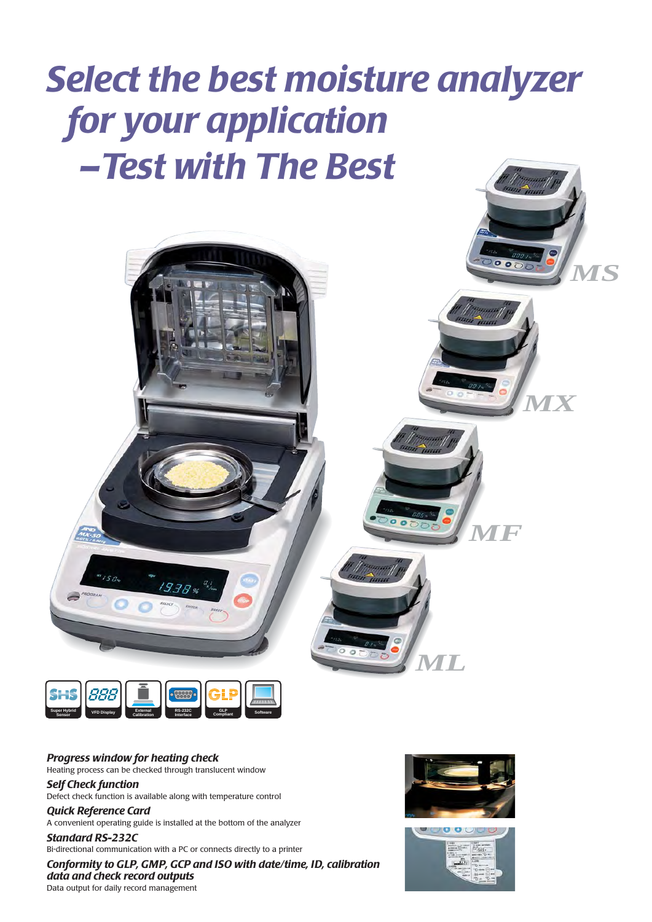# Select the best moisture analyzer for your application –Test with The Best

MS

MX

MF

ML

Super Hybrid Sensor | VFD Display | External Calibration | RS-232C Interface | GLP Compliant | Software

***Progress window for heating check***
Heating process can be checked through translucent window

***Self Check function***
Defect check function is available along with temperature control

***Quick Reference Card***
A convenient operating guide is installed at the bottom of the analyzer

***Standard RS-232C***
Bi-directional communication with a PC or connects directly to a printer

***Conformity to GLP, GMP, GCP and ISO with date/time, ID, calibration data and check record outputs***
Data output for daily record management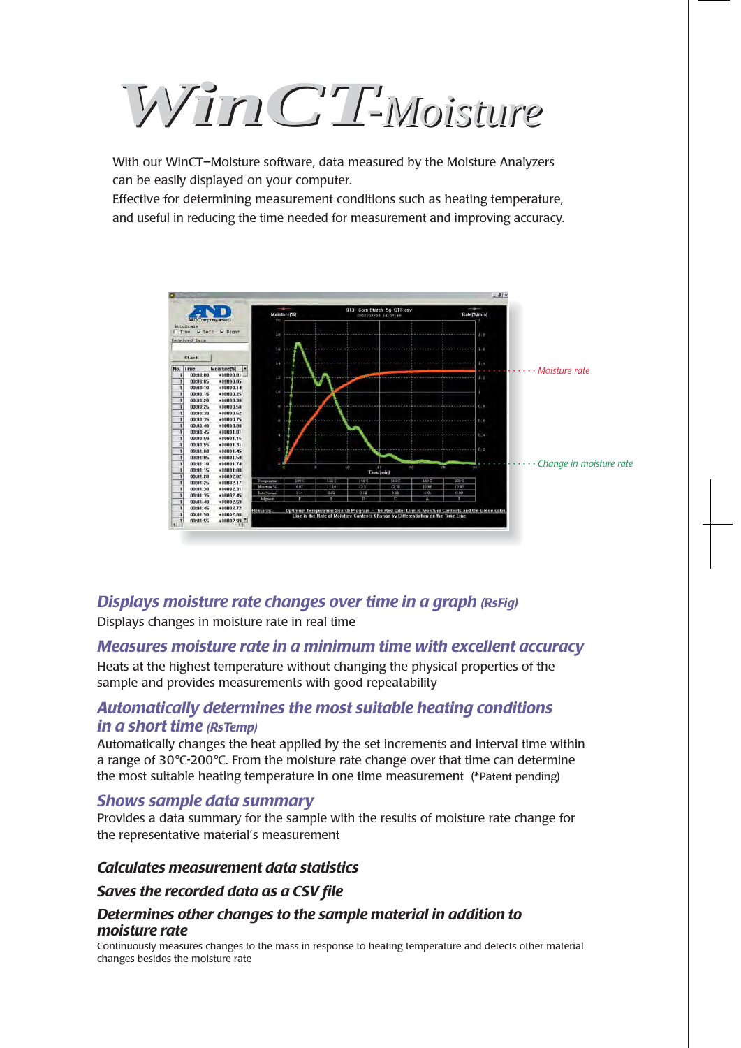# WinCT-Moisture

With our WinCT–Moisture software, data measured by the Moisture Analyzers can be easily displayed on your computer.
Effective for determining measurement conditions such as heating temperature, and useful in reducing the time needed for measurement and improving accuracy.

Moisture rate

Change in moisture rate

## *Displays moisture rate changes over time in a graph (RsFig)*

Displays changes in moisture rate in real time

## *Measures moisture rate in a minimum time with excellent accuracy*

Heats at the highest temperature without changing the physical properties of the sample and provides measurements with good repeatability

## *Automatically determines the most suitable heating conditions in a short time (RsTemp)*

Automatically changes the heat applied by the set increments and interval time within a range of 30°C-200°C. From the moisture rate change over that time can determine the most suitable heating temperature in one time measurement (*Patent pending)

## *Shows sample data summary*

Provides a data summary for the sample with the results of moisture rate change for the representative material's measurement

### *Calculates measurement data statistics*

### *Saves the recorded data as a CSV file*

### *Determines other changes to the sample material in addition to moisture rate*

Continuously measures changes to the mass in response to heating temperature and detects other material changes besides the moisture rate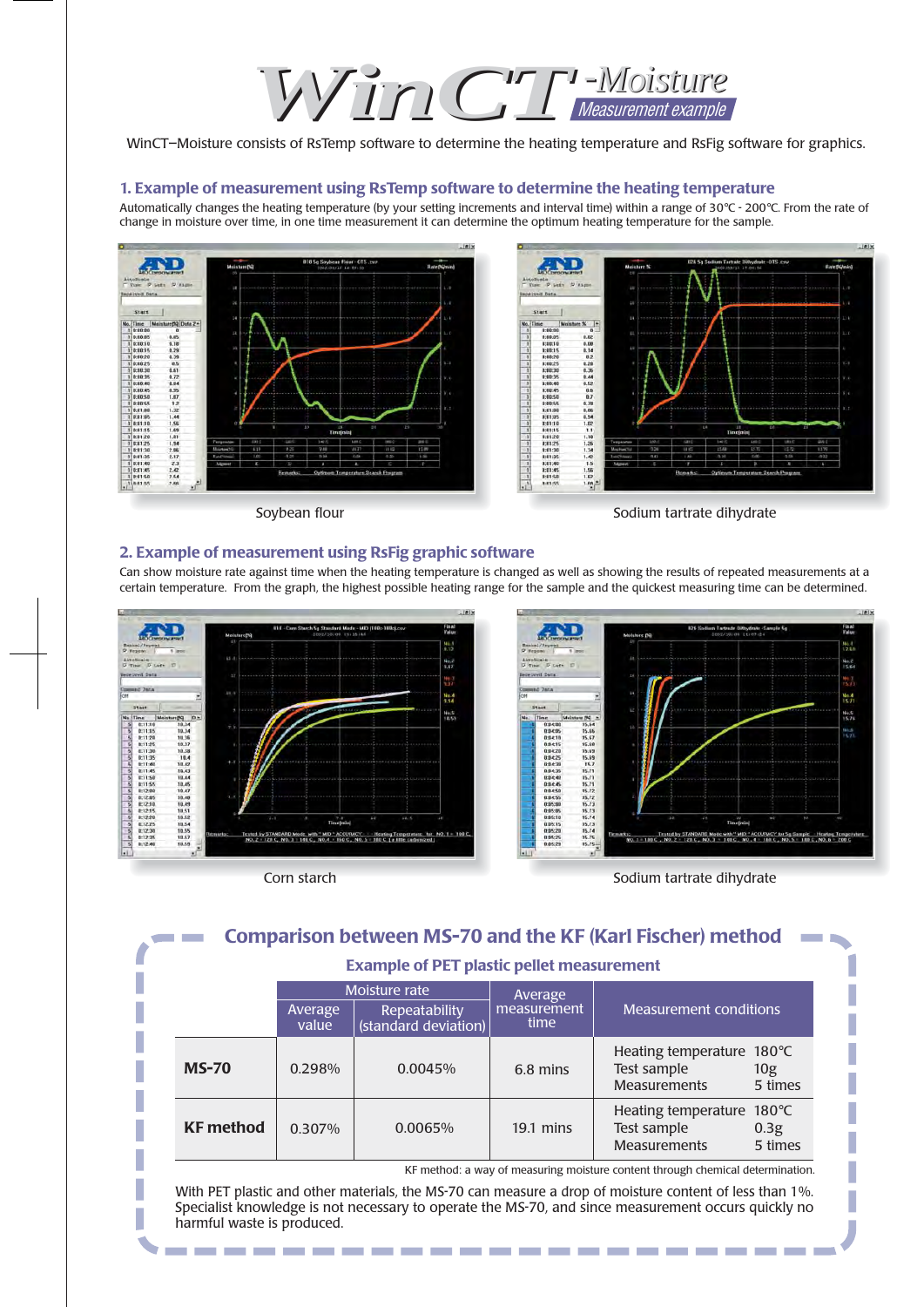# WinCT-Moisture

Measurement example

WinCT–Moisture consists of RsTemp software to determine the heating temperature and RsFig software for graphics.

## 1. Example of measurement using RsTemp software to determine the heating temperature

Automatically changes the heating temperature (by your setting increments and interval time) within a range of 30°C - 200°C. From the rate of change in moisture over time, in one time measurement it can determine the optimum heating temperature for the sample.

Soybean flour

Sodium tartrate dihydrate

## 2. Example of measurement using RsFig graphic software

Can show moisture rate against time when the heating temperature is changed as well as showing the results of repeated measurements at a certain temperature. From the graph, the highest possible heating range for the sample and the quickest measuring time can be determined.

Corn starch

Sodium tartrate dihydrate

## Comparison between MS-70 and the KF (Karl Fischer) method

### Example of PET plastic pellet measurement

| | Moisture rate | | Average measurement time | Measurement conditions |
|---|---|---|---|---|
| | Average value | Repeatability (standard deviation) | | |
| **MS-70** | 0.298% | 0.0045% | 6.8 mins | Heating temperature 180°C<br>Test sample 10g<br>Measurements 5 times |
| **KF method** | 0.307% | 0.0065% | 19.1 mins | Heating temperature 180°C<br>Test sample 0.3g<br>Measurements 5 times |

KF method: a way of measuring moisture content through chemical determination.

With PET plastic and other materials, the MS-70 can measure a drop of moisture content of less than 1%. Specialist knowledge is not necessary to operate the MS-70, and since measurement occurs quickly no harmful waste is produced.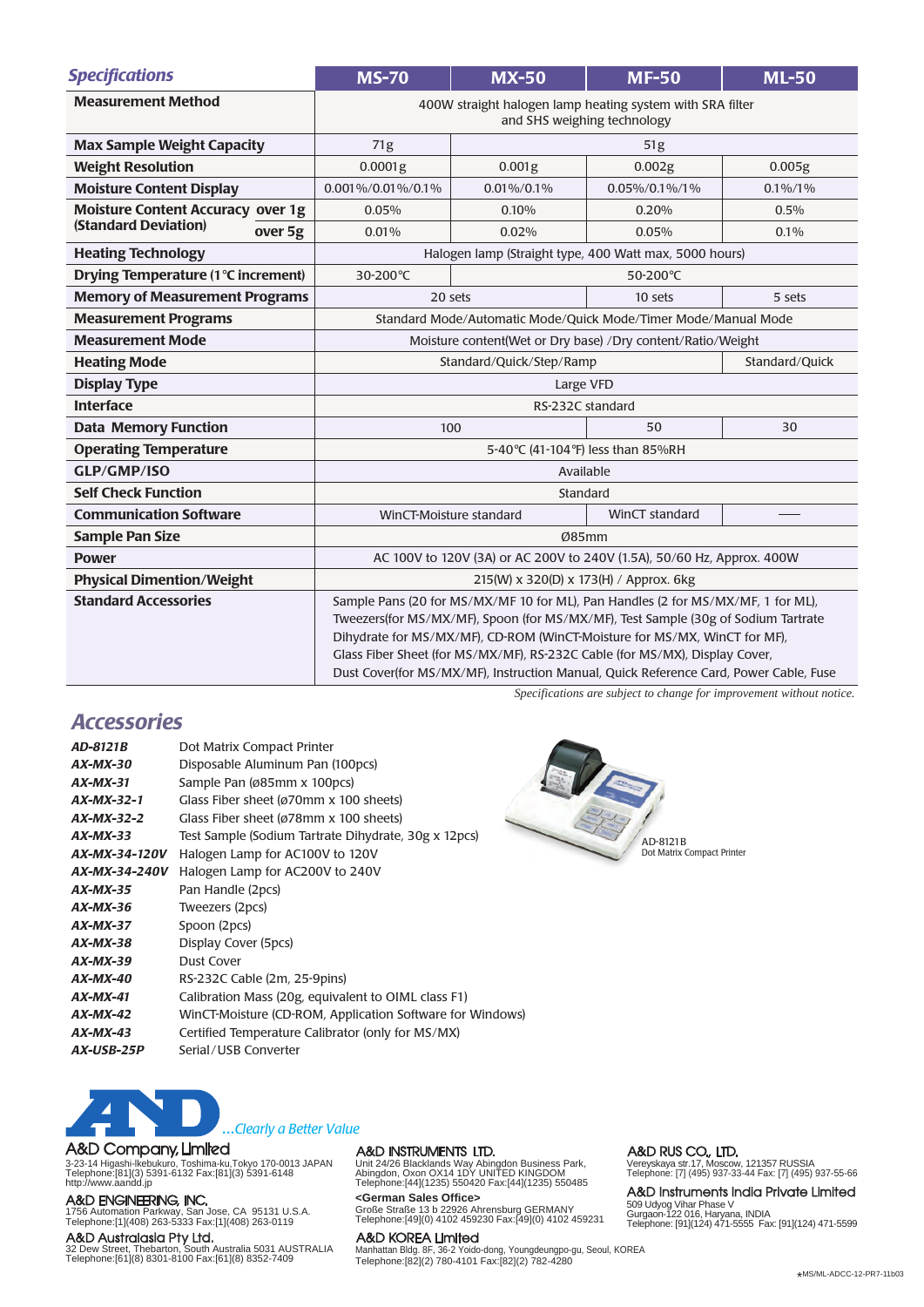## Specifications

| Specifications | MS-70 | MX-50 | MF-50 | ML-50 |
|---|---|---|---|---|
| Measurement Method | 400W straight halogen lamp heating system with SRA filter and SHS weighing technology | | | |
| Max Sample Weight Capacity | 71g | 51g | | |
| Weight Resolution | 0.0001g | 0.001g | 0.002g | 0.005g |
| Moisture Content Display | 0.001%/0.01%/0.1% | 0.01%/0.1% | 0.05%/0.1%/1% | 0.1%/1% |
| Moisture Content Accuracy (Standard Deviation) over 1g | 0.05% | 0.10% | 0.20% | 0.5% |
| Moisture Content Accuracy (Standard Deviation) over 5g | 0.01% | 0.02% | 0.05% | 0.1% |
| Heating Technology | Halogen lamp (Straight type, 400 Watt max, 5000 hours) | | | |
| Drying Temperature (1°C increment) | 30-200°C | 50-200°C | | |
| Memory of Measurement Programs | 20 sets | | 10 sets | 5 sets |
| Measurement Programs | Standard Mode/Automatic Mode/Quick Mode/Timer Mode/Manual Mode | | | |
| Measurement Mode | Moisture content(Wet or Dry base) /Dry content/Ratio/Weight | | | |
| Heating Mode | Standard/Quick/Step/Ramp | | | Standard/Quick |
| Display Type | Large VFD | | | |
| Interface | RS-232C standard | | | |
| Data Memory Function | 100 | | 50 | 30 |
| Operating Temperature | 5-40°C (41-104°F) less than 85%RH | | | |
| GLP/GMP/ISO | Available | | | |
| Self Check Function | Standard | | | |
| Communication Software | WinCT-Moisture standard | | WinCT standard | —— |
| Sample Pan Size | Ø85mm | | | |
| Power | AC 100V to 120V (3A) or AC 200V to 240V (1.5A), 50/60 Hz, Approx. 400W | | | |
| Physical Dimention/Weight | 215(W) x 320(D) x 173(H) / Approx. 6kg | | | |
| Standard Accessories | Sample Pans (20 for MS/MX/MF 10 for ML), Pan Handles (2 for MS/MX/MF, 1 for ML), Tweezers(for MS/MX/MF), Spoon (for MS/MX/MF), Test Sample (30g of Sodium Tartrate Dihydrate for MS/MX/MF), CD-ROM (WinCT-Moisture for MS/MX, WinCT for MF), Glass Fiber Sheet (for MS/MX/MF), RS-232C Cable (for MS/MX), Display Cover, Dust Cover(for MS/MX/MF), Instruction Manual, Quick Reference Card, Power Cable, Fuse | | | |

*Specifications are subject to change for improvement without notice.*

## Accessories

| | |
|---|---|
| ***AD-8121B*** | Dot Matrix Compact Printer |
| ***AX-MX-30*** | Disposable Aluminum Pan (100pcs) |
| ***AX-MX-31*** | Sample Pan (ø85mm x 100pcs) |
| ***AX-MX-32-1*** | Glass Fiber sheet (ø70mm x 100 sheets) |
| ***AX-MX-32-2*** | Glass Fiber sheet (ø78mm x 100 sheets) |
| ***AX-MX-33*** | Test Sample (Sodium Tartrate Dihydrate, 30g x 12pcs) |
| ***AX-MX-34-120V*** | Halogen Lamp for AC100V to 120V |
| ***AX-MX-34-240V*** | Halogen Lamp for AC200V to 240V |
| ***AX-MX-35*** | Pan Handle (2pcs) |
| ***AX-MX-36*** | Tweezers (2pcs) |
| ***AX-MX-37*** | Spoon (2pcs) |
| ***AX-MX-38*** | Display Cover (5pcs) |
| ***AX-MX-39*** | Dust Cover |
| ***AX-MX-40*** | RS-232C Cable (2m, 25-9pins) |
| ***AX-MX-41*** | Calibration Mass (20g, equivalent to OIML class F1) |
| ***AX-MX-42*** | WinCT-Moisture (CD-ROM, Application Software for Windows) |
| ***AX-MX-43*** | Certified Temperature Calibrator (only for MS/MX) |
| ***AX-USB-25P*** | Serial/USB Converter |

AD-8121B
Dot Matrix Compact Printer

*...Clearly a Better Value*

**A&D Company, Limited**
3-23-14 Higashi-Ikebukuro, Toshima-ku,Tokyo 170-0013 JAPAN
Telephone:[81](3) 5391-6132 Fax:[81](3) 5391-6148
http://www.aandd.jp

**A&D ENGINEERING, INC.**
1756 Automation Parkway, San Jose, CA 95131 U.S.A.
Telephone:[1](408) 263-5333 Fax:[1](408) 263-0119

**A&D Australasia Pty Ltd.**
32 Dew Street, Thebarton, South Australia 5031 AUSTRALIA
Telephone:[61](8) 8301-8100 Fax:[61](8) 8352-7409

**A&D INSTRUMENTS LTD.**
Unit 24/26 Blacklands Way Abingdon Business Park, Abingdon, Oxon OX14 1DY UNITED KINGDOM
Telephone:[44](1235) 550420 Fax:[44](1235) 550485

**<German Sales Office>**
Große Straße 13 b 22926 Ahrensburg GERMANY
Telephone:[49](0) 4102 459230 Fax:[49](0) 4102 459231

**A&D KOREA Limited**
Manhattan Bldg. 8F, 36-2 Yoido-dong, Youngdeungpo-gu, Seoul, KOREA
Telephone:[82](2) 780-4101 Fax:[82](2) 782-4280

**A&D RUS CO., LTD.**
Vereyskaya str.17, Moscow, 121357 RUSSIA
Telephone: [7] (495) 937-33-44 Fax: [7] (495) 937-55-66

**A&D Instruments India Private Limited**
509 Udyog Vihar Phase V
Gurgaon-122 016, Haryana, INDIA
Telephone: [91](124) 471-5555 Fax: [91](124) 471-5599

*MS/ML-ADCC-12-PR7-11b03